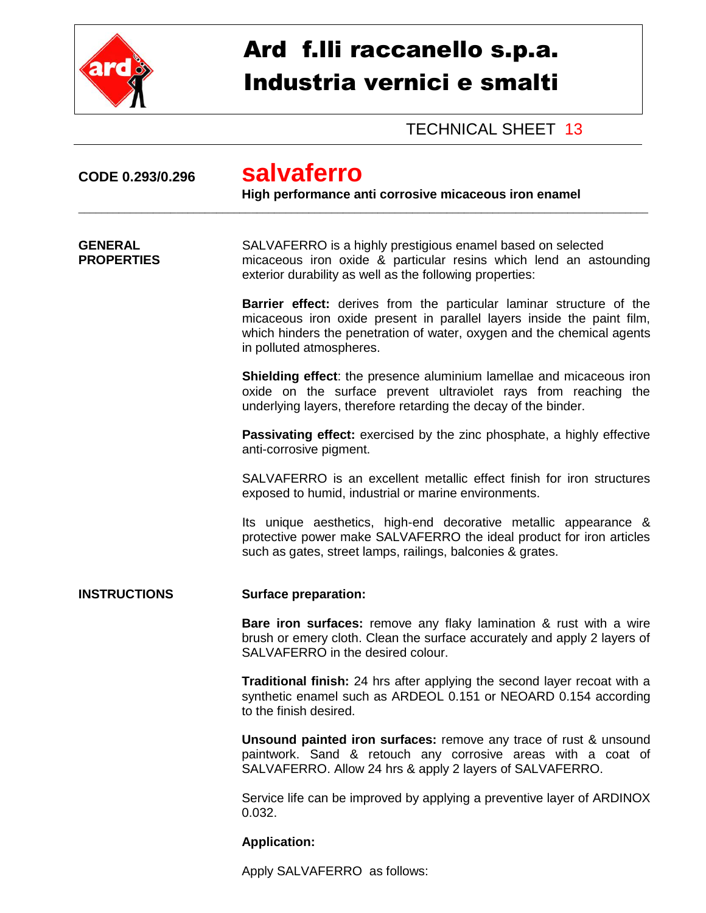# Ard f.lli raccanello s.p.a.
# Industria vernici e smalti

TECHNICAL SHEET 13

**CODE 0.293/0.296**

## salvaferro

**High performance anti corrosive micaceous iron enamel**

---

### GENERAL PROPERTIES

SALVAFERRO is a highly prestigious enamel based on selected micaceous iron oxide & particular resins which lend an astounding exterior durability as well as the following properties:

**Barrier effect:** derives from the particular laminar structure of the micaceous iron oxide present in parallel layers inside the paint film, which hinders the penetration of water, oxygen and the chemical agents in polluted atmospheres.

**Shielding effect**: the presence aluminium lamellae and micaceous iron oxide on the surface prevent ultraviolet rays from reaching the underlying layers, therefore retarding the decay of the binder.

**Passivating effect:** exercised by the zinc phosphate, a highly effective anti-corrosive pigment.

SALVAFERRO is an excellent metallic effect finish for iron structures exposed to humid, industrial or marine environments.

Its unique aesthetics, high-end decorative metallic appearance & protective power make SALVAFERRO the ideal product for iron articles such as gates, street lamps, railings, balconies & grates.

### INSTRUCTIONS

**Surface preparation:**

**Bare iron surfaces:** remove any flaky lamination & rust with a wire brush or emery cloth. Clean the surface accurately and apply 2 layers of SALVAFERRO in the desired colour.

**Traditional finish:** 24 hrs after applying the second layer recoat with a synthetic enamel such as ARDEOL 0.151 or NEOARD 0.154 according to the finish desired.

**Unsound painted iron surfaces:** remove any trace of rust & unsound paintwork. Sand & retouch any corrosive areas with a coat of SALVAFERRO. Allow 24 hrs & apply 2 layers of SALVAFERRO.

Service life can be improved by applying a preventive layer of ARDINOX 0.032.

**Application:**

Apply SALVAFERRO as follows: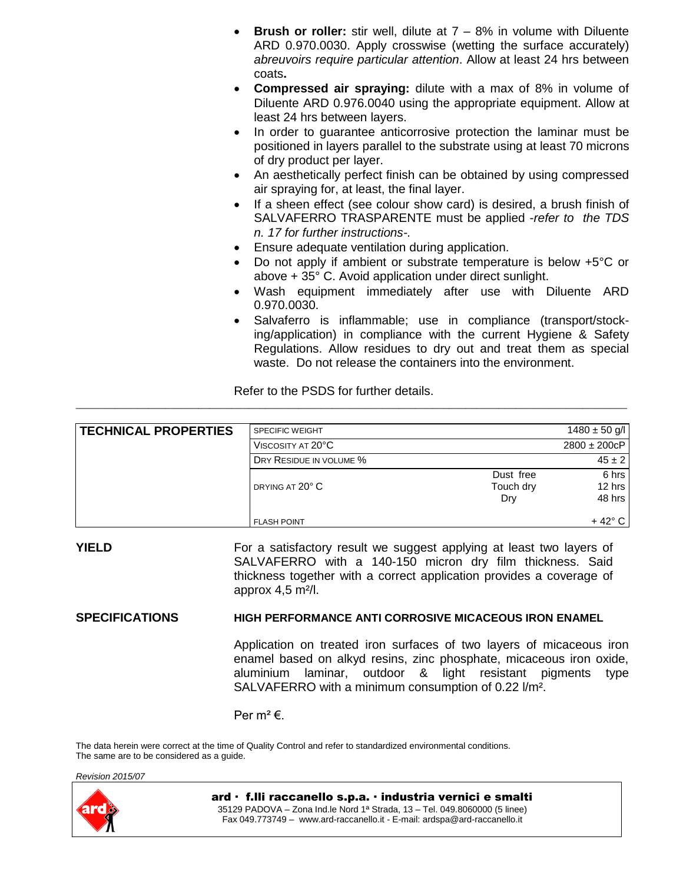- **Brush or roller:** stir well, dilute at 7 – 8% in volume with Diluente ARD 0.970.0030. Apply crosswise (wetting the surface accurately) *abreuvoirs require particular attention*. Allow at least 24 hrs between coats**.**
- **Compressed air spraying:** dilute with a max of 8% in volume of Diluente ARD 0.976.0040 using the appropriate equipment. Allow at least 24 hrs between layers.
- In order to guarantee anticorrosive protection the laminar must be positioned in layers parallel to the substrate using at least 70 microns of dry product per layer.
- An aesthetically perfect finish can be obtained by using compressed air spraying for, at least, the final layer.
- If a sheen effect (see colour show card) is desired, a brush finish of SALVAFERRO TRASPARENTE must be applied *-refer to the TDS n. 17 for further instructions-.*
- Ensure adequate ventilation during application.
- Do not apply if ambient or substrate temperature is below +5°C or above + 35° C. Avoid application under direct sunlight.
- Wash equipment immediately after use with Diluente ARD 0.970.0030.
- Salvaferro is inflammable; use in compliance (transport/stock-ing/application) in compliance with the current Hygiene & Safety Regulations. Allow residues to dry out and treat them as special waste. Do not release the containers into the environment.

Refer to the PSDS for further details.

| | | | |
|---|---|---|---|
| **TECHNICAL PROPERTIES** | SPECIFIC WEIGHT | | 1480 ± 50 g/l |
| | VISCOSITY AT 20°C | | 2800 ± 200cP |
| | DRY RESIDUE IN VOLUME % | | 45 ± 2 |
| | DRYING AT 20° C | Dust free | 6 hrs |
| | | Touch dry | 12 hrs |
| | | Dry | 48 hrs |
| | FLASH POINT | | + 42° C |

**YIELD**

For a satisfactory result we suggest applying at least two layers of SALVAFERRO with a 140-150 micron dry film thickness. Said thickness together with a correct application provides a coverage of approx 4,5 m²/l.

**SPECIFICATIONS**

**HIGH PERFORMANCE ANTI CORROSIVE MICACEOUS IRON ENAMEL**

Application on treated iron surfaces of two layers of micaceous iron enamel based on alkyd resins, zinc phosphate, micaceous iron oxide, aluminium laminar, outdoor & light resistant pigments type SALVAFERRO with a minimum consumption of 0.22 l/m².

Per m² €.

The data herein were correct at the time of Quality Control and refer to standardized environmental conditions.
The same are to be considered as a guide.

*Revision 2015/07*

**ard · f.lli raccanello s.p.a. · industria vernici e smalti**
35129 PADOVA – Zona Ind.le Nord 1ª Strada, 13 – Tel. 049.8060000 (5 linee)
Fax 049.773749 – www.ard-raccanello.it - E-mail: ardspa@ard-raccanello.it